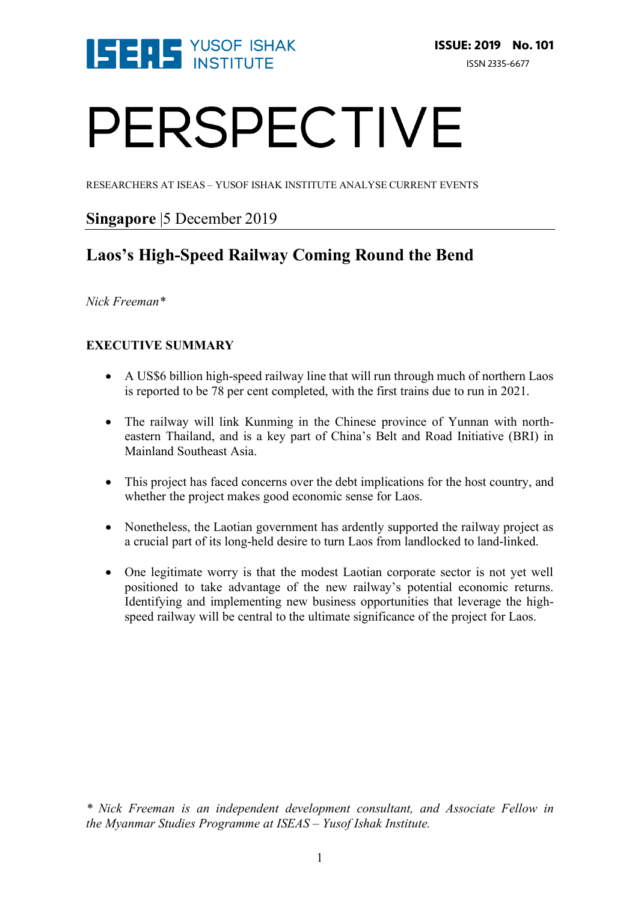ISEAS YUSOF ISHAK INSTITUTE

**ISSUE: 2019 No. 101**

ISSN 2335-6677

# PERSPECTIVE

RESEARCHERS AT ISEAS – YUSOF ISHAK INSTITUTE ANALYSE CURRENT EVENTS

**Singapore** |5 December 2019

## Laos's High-Speed Railway Coming Round the Bend

*Nick Freeman**

### EXECUTIVE SUMMARY

- A US$6 billion high-speed railway line that will run through much of northern Laos is reported to be 78 per cent completed, with the first trains due to run in 2021.
- The railway will link Kunming in the Chinese province of Yunnan with north-eastern Thailand, and is a key part of China's Belt and Road Initiative (BRI) in Mainland Southeast Asia.
- This project has faced concerns over the debt implications for the host country, and whether the project makes good economic sense for Laos.
- Nonetheless, the Laotian government has ardently supported the railway project as a crucial part of its long-held desire to turn Laos from landlocked to land-linked.
- One legitimate worry is that the modest Laotian corporate sector is not yet well positioned to take advantage of the new railway's potential economic returns. Identifying and implementing new business opportunities that leverage the high-speed railway will be central to the ultimate significance of the project for Laos.

*\* Nick Freeman is an independent development consultant, and Associate Fellow in the Myanmar Studies Programme at ISEAS – Yusof Ishak Institute.*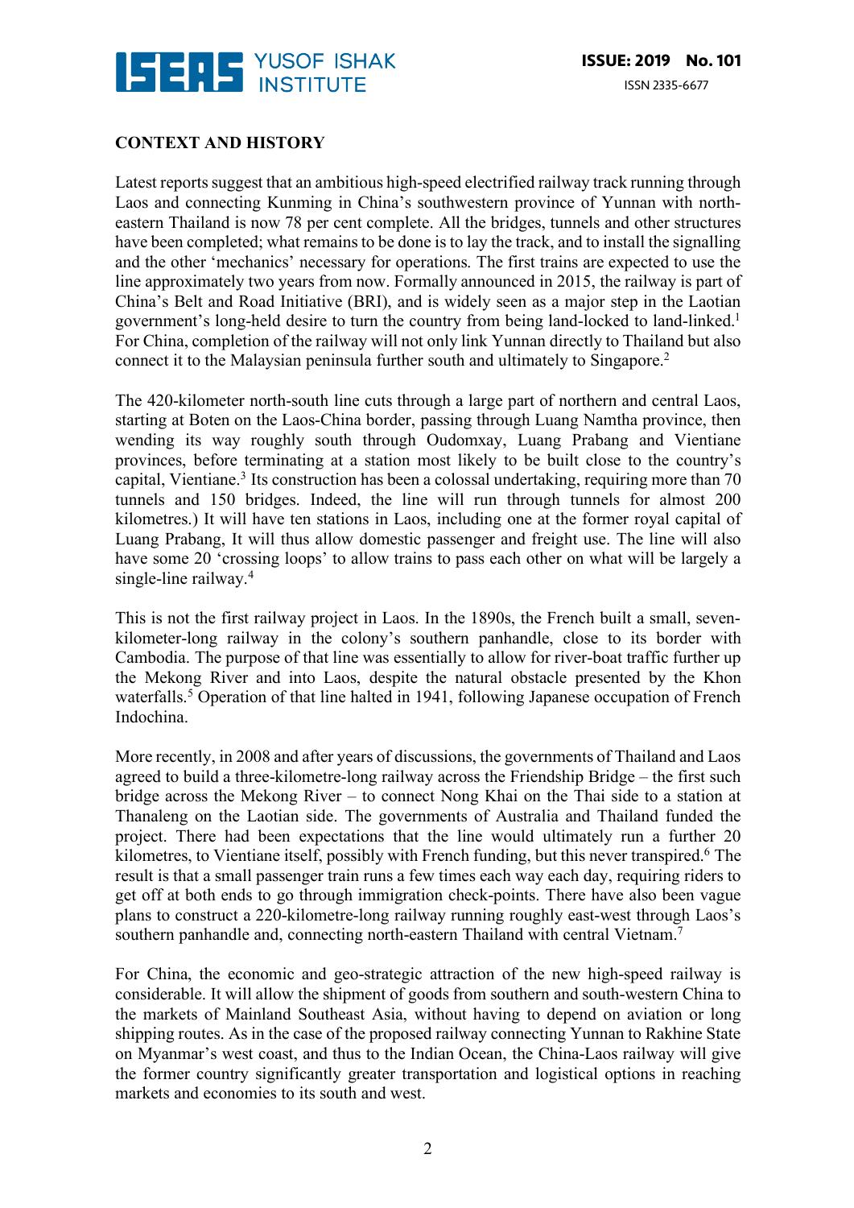## CONTEXT AND HISTORY

Latest reports suggest that an ambitious high-speed electrified railway track running through Laos and connecting Kunming in China's southwestern province of Yunnan with north-eastern Thailand is now 78 per cent complete. All the bridges, tunnels and other structures have been completed; what remains to be done is to lay the track, and to install the signalling and the other 'mechanics' necessary for operations. The first trains are expected to use the line approximately two years from now. Formally announced in 2015, the railway is part of China's Belt and Road Initiative (BRI), and is widely seen as a major step in the Laotian government's long-held desire to turn the country from being land-locked to land-linked.[1] For China, completion of the railway will not only link Yunnan directly to Thailand but also connect it to the Malaysian peninsula further south and ultimately to Singapore.[2]

The 420-kilometer north-south line cuts through a large part of northern and central Laos, starting at Boten on the Laos-China border, passing through Luang Namtha province, then wending its way roughly south through Oudomxay, Luang Prabang and Vientiane provinces, before terminating at a station most likely to be built close to the country's capital, Vientiane.[3] Its construction has been a colossal undertaking, requiring more than 70 tunnels and 150 bridges. Indeed, the line will run through tunnels for almost 200 kilometres.) It will have ten stations in Laos, including one at the former royal capital of Luang Prabang, It will thus allow domestic passenger and freight use. The line will also have some 20 'crossing loops' to allow trains to pass each other on what will be largely a single-line railway.[4]

This is not the first railway project in Laos. In the 1890s, the French built a small, seven-kilometer-long railway in the colony's southern panhandle, close to its border with Cambodia. The purpose of that line was essentially to allow for river-boat traffic further up the Mekong River and into Laos, despite the natural obstacle presented by the Khon waterfalls.[5] Operation of that line halted in 1941, following Japanese occupation of French Indochina.

More recently, in 2008 and after years of discussions, the governments of Thailand and Laos agreed to build a three-kilometre-long railway across the Friendship Bridge – the first such bridge across the Mekong River – to connect Nong Khai on the Thai side to a station at Thanaleng on the Laotian side. The governments of Australia and Thailand funded the project. There had been expectations that the line would ultimately run a further 20 kilometres, to Vientiane itself, possibly with French funding, but this never transpired.[6] The result is that a small passenger train runs a few times each way each day, requiring riders to get off at both ends to go through immigration check-points. There have also been vague plans to construct a 220-kilometre-long railway running roughly east-west through Laos's southern panhandle and, connecting north-eastern Thailand with central Vietnam.[7]

For China, the economic and geo-strategic attraction of the new high-speed railway is considerable. It will allow the shipment of goods from southern and south-western China to the markets of Mainland Southeast Asia, without having to depend on aviation or long shipping routes. As in the case of the proposed railway connecting Yunnan to Rakhine State on Myanmar's west coast, and thus to the Indian Ocean, the China-Laos railway will give the former country significantly greater transportation and logistical options in reaching markets and economies to its south and west.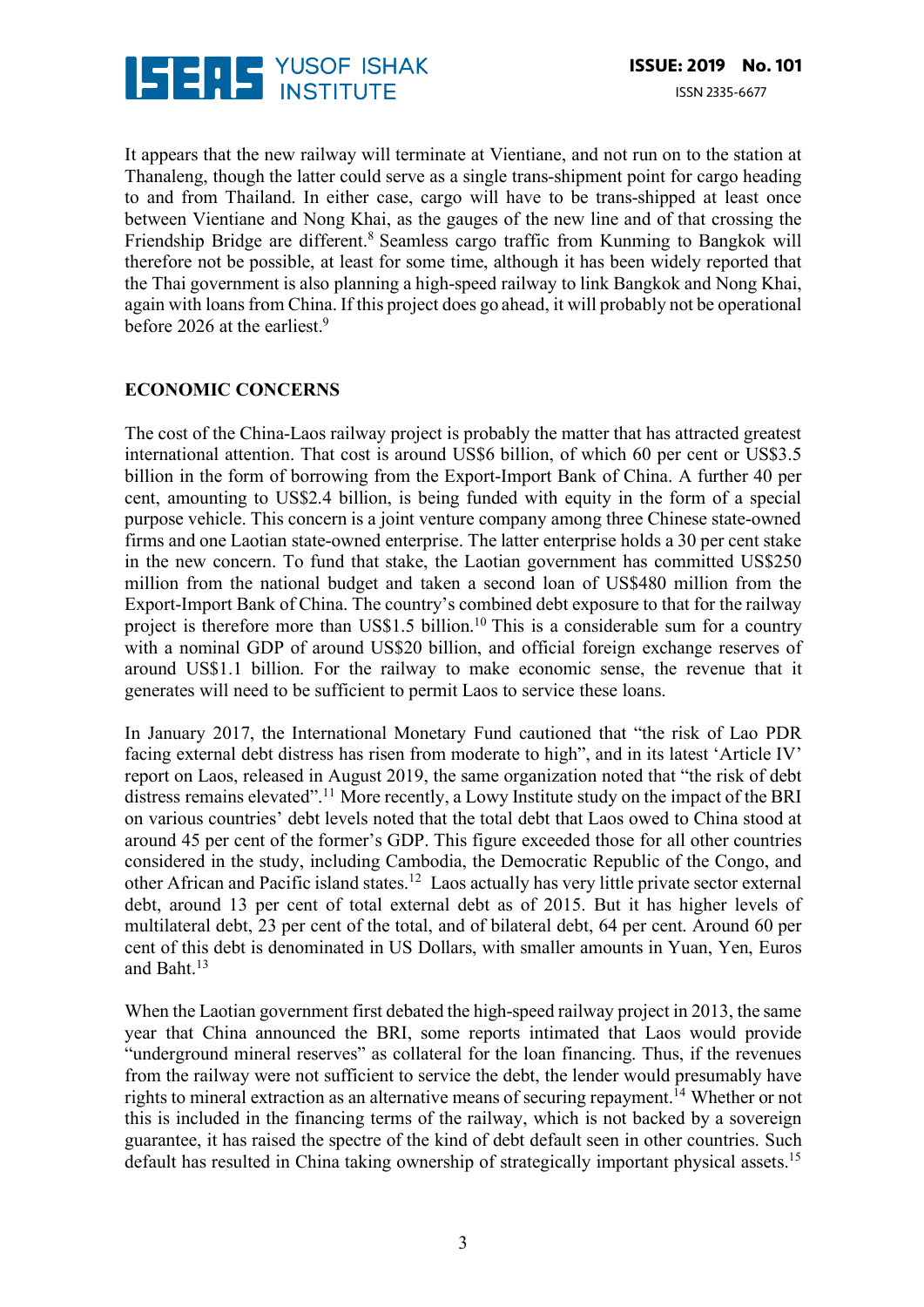It appears that the new railway will terminate at Vientiane, and not run on to the station at Thanaleng, though the latter could serve as a single trans-shipment point for cargo heading to and from Thailand. In either case, cargo will have to be trans-shipped at least once between Vientiane and Nong Khai, as the gauges of the new line and of that crossing the Friendship Bridge are different.[8] Seamless cargo traffic from Kunming to Bangkok will therefore not be possible, at least for some time, although it has been widely reported that the Thai government is also planning a high-speed railway to link Bangkok and Nong Khai, again with loans from China. If this project does go ahead, it will probably not be operational before 2026 at the earliest.[9]

**ECONOMIC CONCERNS**

The cost of the China-Laos railway project is probably the matter that has attracted greatest international attention. That cost is around US$6 billion, of which 60 per cent or US$3.5 billion in the form of borrowing from the Export-Import Bank of China. A further 40 per cent, amounting to US$2.4 billion, is being funded with equity in the form of a special purpose vehicle. This concern is a joint venture company among three Chinese state-owned firms and one Laotian state-owned enterprise. The latter enterprise holds a 30 per cent stake in the new concern. To fund that stake, the Laotian government has committed US$250 million from the national budget and taken a second loan of US$480 million from the Export-Import Bank of China. The country's combined debt exposure to that for the railway project is therefore more than US$1.5 billion.[10] This is a considerable sum for a country with a nominal GDP of around US$20 billion, and official foreign exchange reserves of around US$1.1 billion. For the railway to make economic sense, the revenue that it generates will need to be sufficient to permit Laos to service these loans.

In January 2017, the International Monetary Fund cautioned that "the risk of Lao PDR facing external debt distress has risen from moderate to high", and in its latest 'Article IV' report on Laos, released in August 2019, the same organization noted that "the risk of debt distress remains elevated".[11] More recently, a Lowy Institute study on the impact of the BRI on various countries' debt levels noted that the total debt that Laos owed to China stood at around 45 per cent of the former's GDP. This figure exceeded those for all other countries considered in the study, including Cambodia, the Democratic Republic of the Congo, and other African and Pacific island states.[12] Laos actually has very little private sector external debt, around 13 per cent of total external debt as of 2015. But it has higher levels of multilateral debt, 23 per cent of the total, and of bilateral debt, 64 per cent. Around 60 per cent of this debt is denominated in US Dollars, with smaller amounts in Yuan, Yen, Euros and Baht.[13]

When the Laotian government first debated the high-speed railway project in 2013, the same year that China announced the BRI, some reports intimated that Laos would provide "underground mineral reserves" as collateral for the loan financing. Thus, if the revenues from the railway were not sufficient to service the debt, the lender would presumably have rights to mineral extraction as an alternative means of securing repayment.[14] Whether or not this is included in the financing terms of the railway, which is not backed by a sovereign guarantee, it has raised the spectre of the kind of debt default seen in other countries. Such default has resulted in China taking ownership of strategically important physical assets.[15]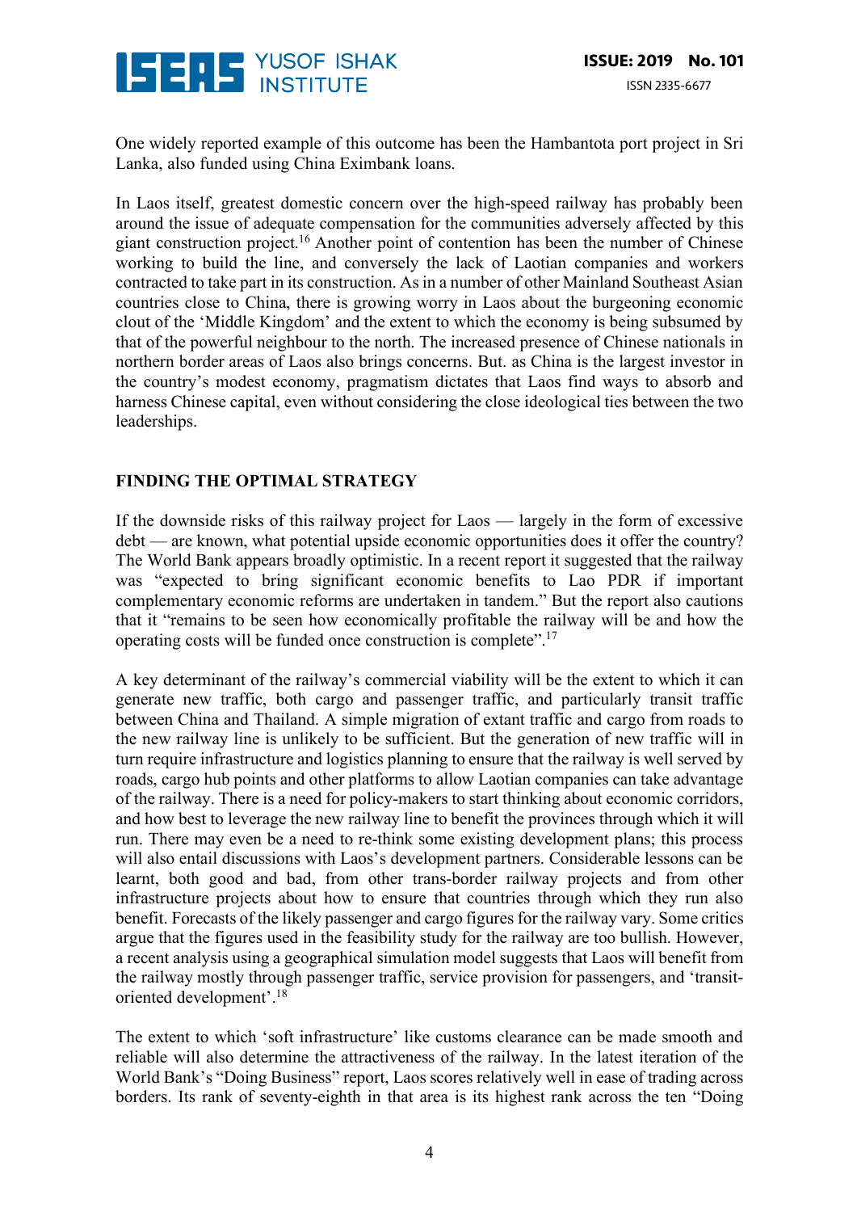One widely reported example of this outcome has been the Hambantota port project in Sri Lanka, also funded using China Eximbank loans.

In Laos itself, greatest domestic concern over the high-speed railway has probably been around the issue of adequate compensation for the communities adversely affected by this giant construction project.[16] Another point of contention has been the number of Chinese working to build the line, and conversely the lack of Laotian companies and workers contracted to take part in its construction. As in a number of other Mainland Southeast Asian countries close to China, there is growing worry in Laos about the burgeoning economic clout of the 'Middle Kingdom' and the extent to which the economy is being subsumed by that of the powerful neighbour to the north. The increased presence of Chinese nationals in northern border areas of Laos also brings concerns. But. as China is the largest investor in the country's modest economy, pragmatism dictates that Laos find ways to absorb and harness Chinese capital, even without considering the close ideological ties between the two leaderships.

## FINDING THE OPTIMAL STRATEGY

If the downside risks of this railway project for Laos — largely in the form of excessive debt — are known, what potential upside economic opportunities does it offer the country? The World Bank appears broadly optimistic. In a recent report it suggested that the railway was "expected to bring significant economic benefits to Lao PDR if important complementary economic reforms are undertaken in tandem." But the report also cautions that it "remains to be seen how economically profitable the railway will be and how the operating costs will be funded once construction is complete".[17]

A key determinant of the railway's commercial viability will be the extent to which it can generate new traffic, both cargo and passenger traffic, and particularly transit traffic between China and Thailand. A simple migration of extant traffic and cargo from roads to the new railway line is unlikely to be sufficient. But the generation of new traffic will in turn require infrastructure and logistics planning to ensure that the railway is well served by roads, cargo hub points and other platforms to allow Laotian companies can take advantage of the railway. There is a need for policy-makers to start thinking about economic corridors, and how best to leverage the new railway line to benefit the provinces through which it will run. There may even be a need to re-think some existing development plans; this process will also entail discussions with Laos's development partners. Considerable lessons can be learnt, both good and bad, from other trans-border railway projects and from other infrastructure projects about how to ensure that countries through which they run also benefit. Forecasts of the likely passenger and cargo figures for the railway vary. Some critics argue that the figures used in the feasibility study for the railway are too bullish. However, a recent analysis using a geographical simulation model suggests that Laos will benefit from the railway mostly through passenger traffic, service provision for passengers, and 'transit-oriented development'.[18]

The extent to which 'soft infrastructure' like customs clearance can be made smooth and reliable will also determine the attractiveness of the railway. In the latest iteration of the World Bank's "Doing Business" report, Laos scores relatively well in ease of trading across borders. Its rank of seventy-eighth in that area is its highest rank across the ten "Doing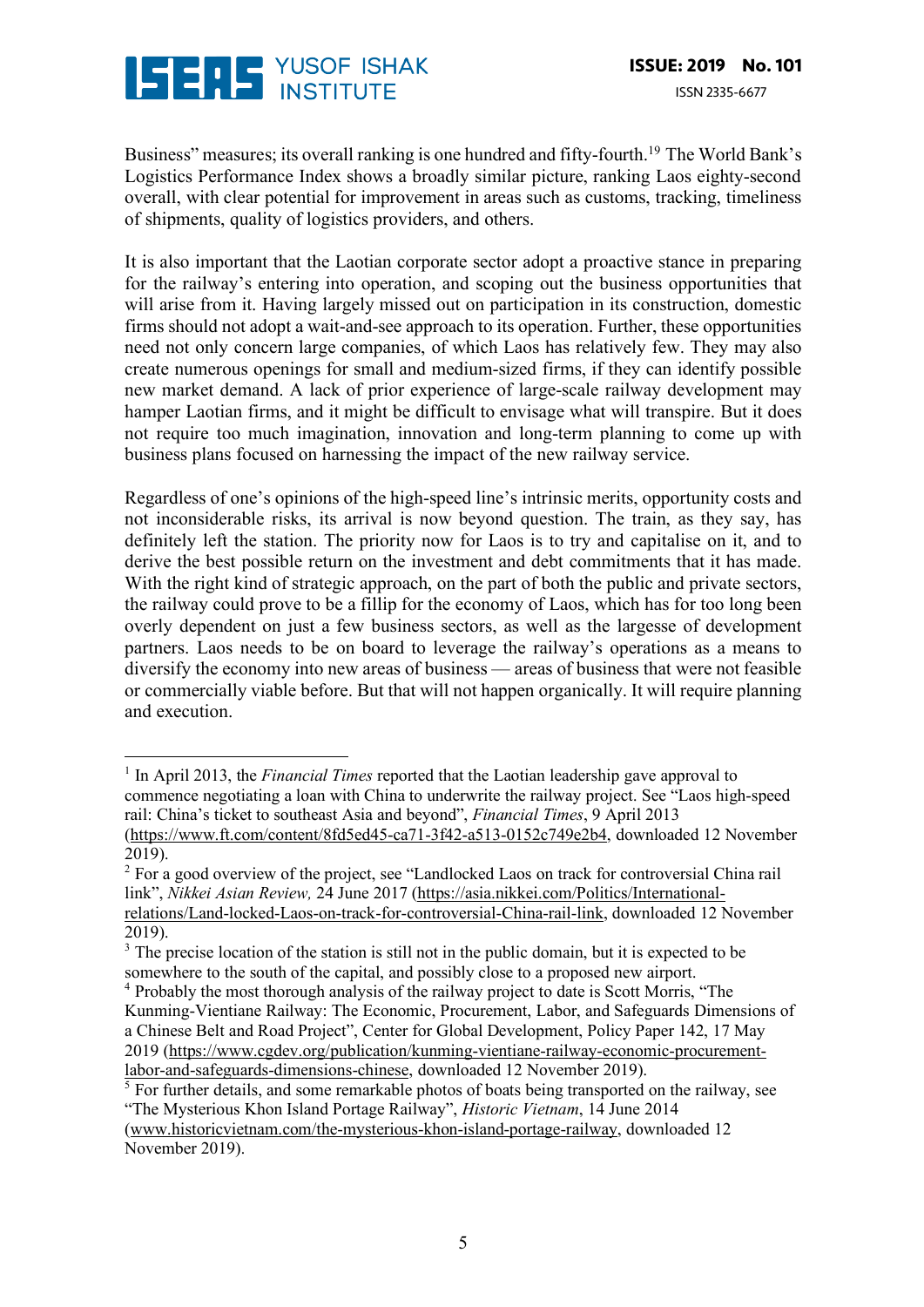Business" measures; its overall ranking is one hundred and fifty-fourth.[19] The World Bank's Logistics Performance Index shows a broadly similar picture, ranking Laos eighty-second overall, with clear potential for improvement in areas such as customs, tracking, timeliness of shipments, quality of logistics providers, and others.

It is also important that the Laotian corporate sector adopt a proactive stance in preparing for the railway's entering into operation, and scoping out the business opportunities that will arise from it. Having largely missed out on participation in its construction, domestic firms should not adopt a wait-and-see approach to its operation. Further, these opportunities need not only concern large companies, of which Laos has relatively few. They may also create numerous openings for small and medium-sized firms, if they can identify possible new market demand. A lack of prior experience of large-scale railway development may hamper Laotian firms, and it might be difficult to envisage what will transpire. But it does not require too much imagination, innovation and long-term planning to come up with business plans focused on harnessing the impact of the new railway service.

Regardless of one's opinions of the high-speed line's intrinsic merits, opportunity costs and not inconsiderable risks, its arrival is now beyond question. The train, as they say, has definitely left the station. The priority now for Laos is to try and capitalise on it, and to derive the best possible return on the investment and debt commitments that it has made. With the right kind of strategic approach, on the part of both the public and private sectors, the railway could prove to be a fillip for the economy of Laos, which has for too long been overly dependent on just a few business sectors, as well as the largesse of development partners. Laos needs to be on board to leverage the railway's operations as a means to diversify the economy into new areas of business — areas of business that were not feasible or commercially viable before. But that will not happen organically. It will require planning and execution.

---

[1] In April 2013, the *Financial Times* reported that the Laotian leadership gave approval to commence negotiating a loan with China to underwrite the railway project. See "Laos high-speed rail: China's ticket to southeast Asia and beyond", *Financial Times*, 9 April 2013 (https://www.ft.com/content/8fd5ed45-ca71-3f42-a513-0152c749e2b4, downloaded 12 November 2019).

[2] For a good overview of the project, see "Landlocked Laos on track for controversial China rail link", *Nikkei Asian Review,* 24 June 2017 (https://asia.nikkei.com/Politics/International-relations/Land-locked-Laos-on-track-for-controversial-China-rail-link, downloaded 12 November 2019).

[3] The precise location of the station is still not in the public domain, but it is expected to be somewhere to the south of the capital, and possibly close to a proposed new airport.

[4] Probably the most thorough analysis of the railway project to date is Scott Morris, "The Kunming-Vientiane Railway: The Economic, Procurement, Labor, and Safeguards Dimensions of a Chinese Belt and Road Project", Center for Global Development, Policy Paper 142, 17 May 2019 (https://www.cgdev.org/publication/kunming-vientiane-railway-economic-procurement-labor-and-safeguards-dimensions-chinese, downloaded 12 November 2019).

[5] For further details, and some remarkable photos of boats being transported on the railway, see "The Mysterious Khon Island Portage Railway", *Historic Vietnam*, 14 June 2014 (www.historicvietnam.com/the-mysterious-khon-island-portage-railway, downloaded 12 November 2019).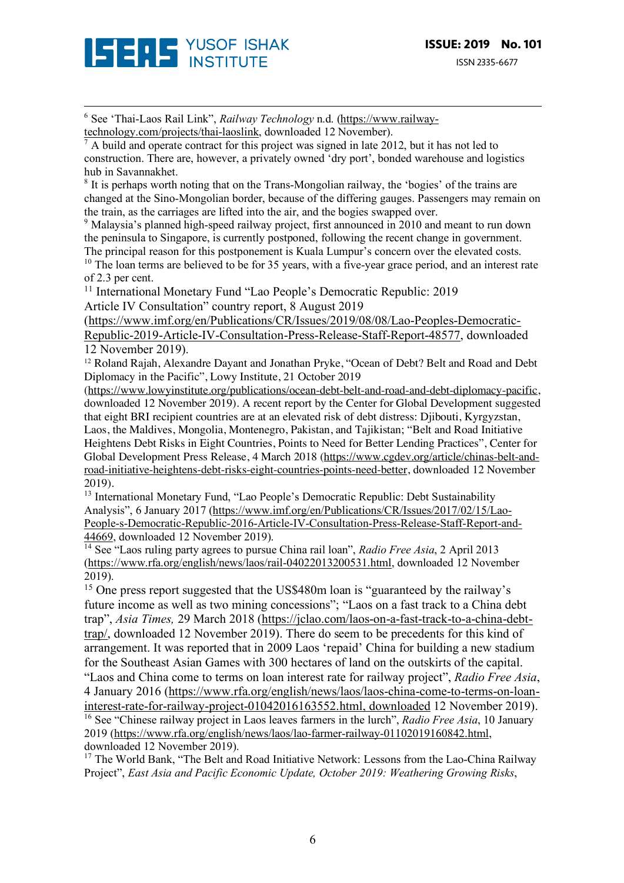[6] See 'Thai-Laos Rail Link", *Railway Technology* n.d. (https://www.railway-technology.com/projects/thai-laoslink, downloaded 12 November).

[7] A build and operate contract for this project was signed in late 2012, but it has not led to construction. There are, however, a privately owned 'dry port', bonded warehouse and logistics hub in Savannakhet.

[8] It is perhaps worth noting that on the Trans-Mongolian railway, the 'bogies' of the trains are changed at the Sino-Mongolian border, because of the differing gauges. Passengers may remain on the train, as the carriages are lifted into the air, and the bogies swapped over.

[9] Malaysia's planned high-speed railway project, first announced in 2010 and meant to run down the peninsula to Singapore, is currently postponed, following the recent change in government. The principal reason for this postponement is Kuala Lumpur's concern over the elevated costs.

[10] The loan terms are believed to be for 35 years, with a five-year grace period, and an interest rate of 2.3 per cent.

[11] International Monetary Fund "Lao People's Democratic Republic: 2019 Article IV Consultation" country report, 8 August 2019 (https://www.imf.org/en/Publications/CR/Issues/2019/08/08/Lao-Peoples-Democratic-Republic-2019-Article-IV-Consultation-Press-Release-Staff-Report-48577, downloaded 12 November 2019).

[12] Roland Rajah, Alexandre Dayant and Jonathan Pryke, "Ocean of Debt? Belt and Road and Debt Diplomacy in the Pacific", Lowy Institute, 21 October 2019 (https://www.lowyinstitute.org/publications/ocean-debt-belt-and-road-and-debt-diplomacy-pacific, downloaded 12 November 2019). A recent report by the Center for Global Development suggested that eight BRI recipient countries are at an elevated risk of debt distress: Djibouti, Kyrgyzstan, Laos, the Maldives, Mongolia, Montenegro, Pakistan, and Tajikistan; "Belt and Road Initiative Heightens Debt Risks in Eight Countries, Points to Need for Better Lending Practices", Center for Global Development Press Release, 4 March 2018 (https://www.cgdev.org/article/chinas-belt-and-road-initiative-heightens-debt-risks-eight-countries-points-need-better, downloaded 12 November 2019).

[13] International Monetary Fund, "Lao People's Democratic Republic: Debt Sustainability Analysis", 6 January 2017 (https://www.imf.org/en/Publications/CR/Issues/2017/02/15/Lao-People-s-Democratic-Republic-2016-Article-IV-Consultation-Press-Release-Staff-Report-and-44669, downloaded 12 November 2019).

[14] See "Laos ruling party agrees to pursue China rail loan", *Radio Free Asia*, 2 April 2013 (https://www.rfa.org/english/news/laos/rail-04022013200531.html, downloaded 12 November 2019).

[15] One press report suggested that the US$480m loan is "guaranteed by the railway's future income as well as two mining concessions"; "Laos on a fast track to a China debt trap", *Asia Times,* 29 March 2018 (https://jclao.com/laos-on-a-fast-track-to-a-china-debt-trap/, downloaded 12 November 2019). There do seem to be precedents for this kind of arrangement. It was reported that in 2009 Laos 'repaid' China for building a new stadium for the Southeast Asian Games with 300 hectares of land on the outskirts of the capital. "Laos and China come to terms on loan interest rate for railway project", *Radio Free Asia*, 4 January 2016 (https://www.rfa.org/english/news/laos/laos-china-come-to-terms-on-loan-interest-rate-for-railway-project-01042016163552.html, downloaded 12 November 2019).

[16] See "Chinese railway project in Laos leaves farmers in the lurch", *Radio Free Asia*, 10 January 2019 (https://www.rfa.org/english/news/laos/lao-farmer-railway-01102019160842.html, downloaded 12 November 2019).

[17] The World Bank, "The Belt and Road Initiative Network: Lessons from the Lao-China Railway Project", *East Asia and Pacific Economic Update, October 2019: Weathering Growing Risks*,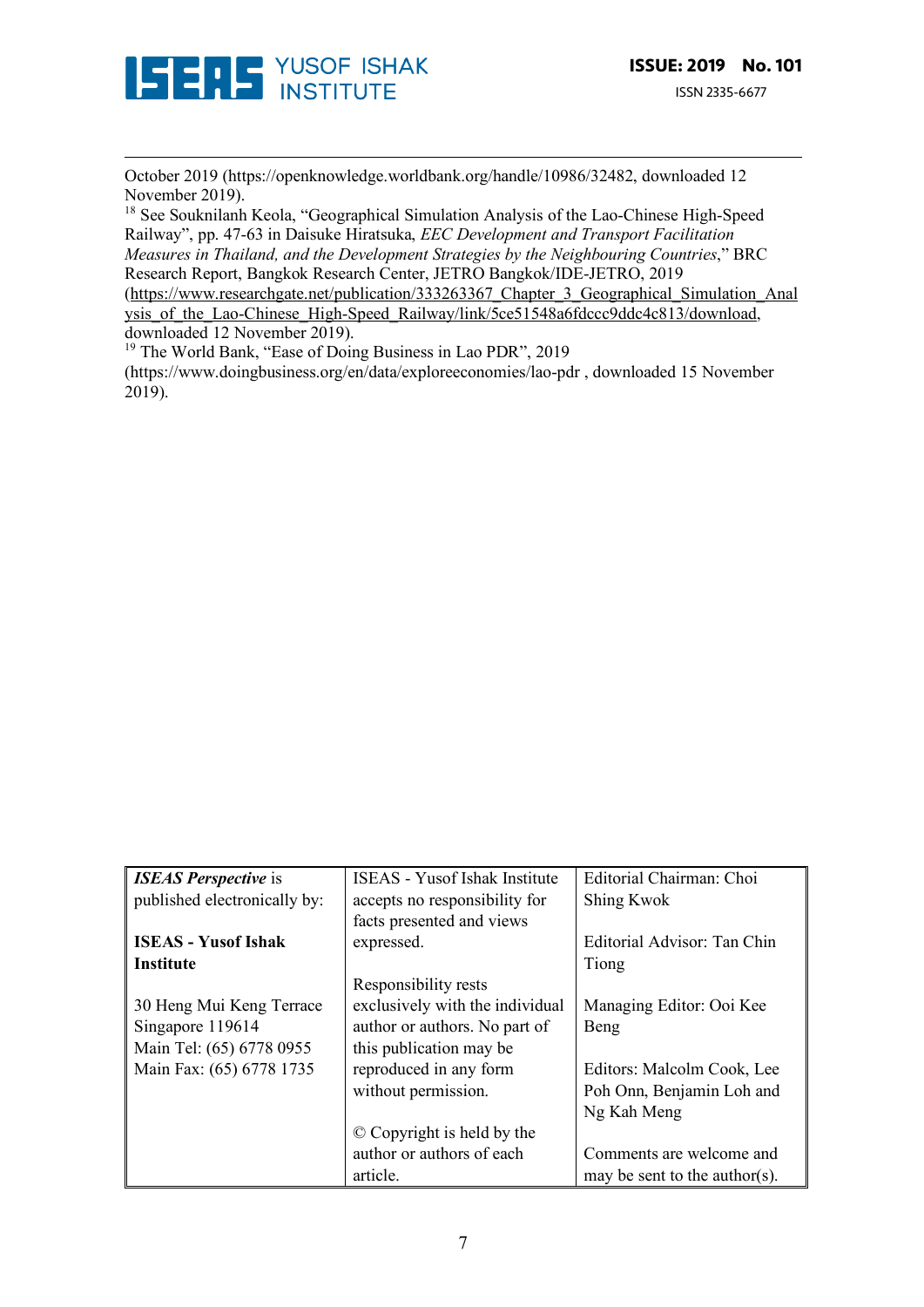October 2019 (https://openknowledge.worldbank.org/handle/10986/32482, downloaded 12 November 2019).

[18] See Souknilanh Keola, "Geographical Simulation Analysis of the Lao-Chinese High-Speed Railway", pp. 47-63 in Daisuke Hiratsuka, *EEC Development and Transport Facilitation Measures in Thailand, and the Development Strategies by the Neighbouring Countries*," BRC Research Report, Bangkok Research Center, JETRO Bangkok/IDE-JETRO, 2019 (https://www.researchgate.net/publication/333263367_Chapter_3_Geographical_Simulation_Analysis_of_the_Lao-Chinese_High-Speed_Railway/link/5ce51548a6fdccc9ddc4c813/download, downloaded 12 November 2019).

[19] The World Bank, "Ease of Doing Business in Lao PDR", 2019 (https://www.doingbusiness.org/en/data/exploreeconomies/lao-pdr , downloaded 15 November 2019).

| | | |
|---|---|---|
| ***ISEAS Perspective*** is published electronically by:<br><br>**ISEAS - Yusof Ishak Institute**<br><br>30 Heng Mui Keng Terrace<br>Singapore 119614<br>Main Tel: (65) 6778 0955<br>Main Fax: (65) 6778 1735 | ISEAS - Yusof Ishak Institute accepts no responsibility for facts presented and views expressed.<br><br>Responsibility rests exclusively with the individual author or authors. No part of this publication may be reproduced in any form without permission.<br><br>© Copyright is held by the author or authors of each article. | Editorial Chairman: Choi Shing Kwok<br><br>Editorial Advisor: Tan Chin Tiong<br><br>Managing Editor: Ooi Kee Beng<br><br>Editors: Malcolm Cook, Lee Poh Onn, Benjamin Loh and Ng Kah Meng<br><br>Comments are welcome and may be sent to the author(s). |